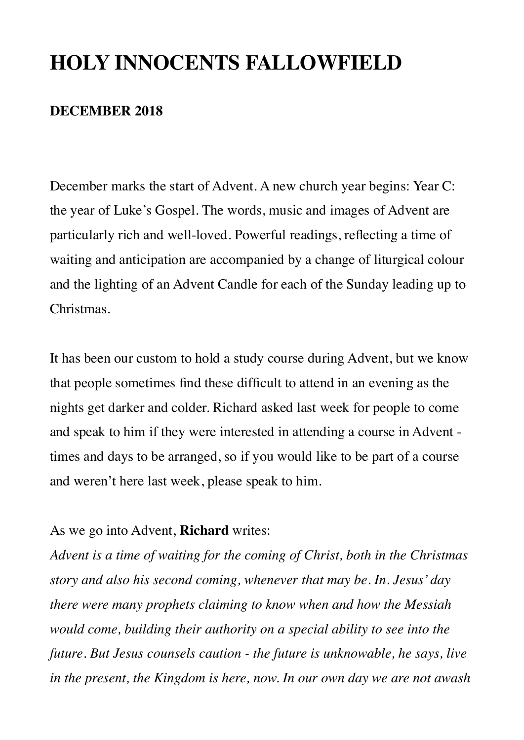# HOLY INNOCENTS FALLOWFIELD

**DECEMBER 2018**

December marks the start of Advent. A new church year begins: Year C: the year of Luke's Gospel. The words, music and images of Advent are particularly rich and well-loved. Powerful readings, reflecting a time of waiting and anticipation are accompanied by a change of liturgical colour and the lighting of an Advent Candle for each of the Sunday leading up to Christmas.

It has been our custom to hold a study course during Advent, but we know that people sometimes find these difficult to attend in an evening as the nights get darker and colder. Richard asked last week for people to come and speak to him if they were interested in attending a course in Advent - times and days to be arranged, so if you would like to be part of a course and weren't here last week, please speak to him.

As we go into Advent, **Richard** writes:
*Advent is a time of waiting for the coming of Christ, both in the Christmas story and also his second coming, whenever that may be. In. Jesus' day there were many prophets claiming to know when and how the Messiah would come, building their authority on a special ability to see into the future. But Jesus counsels caution - the future is unknowable, he says, live in the present, the Kingdom is here, now. In our own day we are not awash*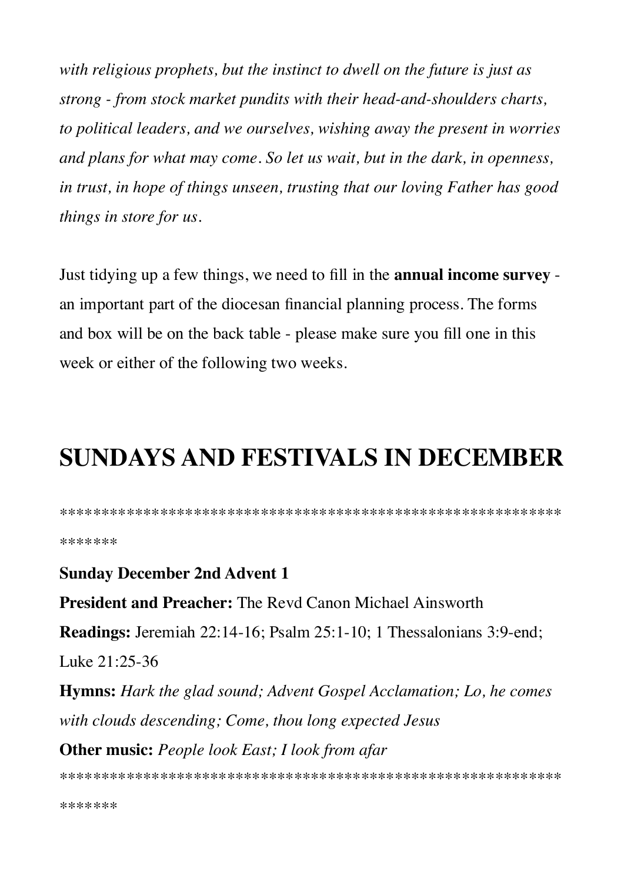*with religious prophets, but the instinct to dwell on the future is just as strong - from stock market pundits with their head-and-shoulders charts, to political leaders, and we ourselves, wishing away the present in worries and plans for what may come. So let us wait, but in the dark, in openness, in trust, in hope of things unseen, trusting that our loving Father has good things in store for us.*

Just tidying up a few things, we need to fill in the **annual income survey** - an important part of the diocesan financial planning process. The forms and box will be on the back table - please make sure you fill one in this week or either of the following two weeks.

# SUNDAYS AND FESTIVALS IN DECEMBER

*****************************************************************

**Sunday December 2nd Advent 1**

**President and Preacher:** The Revd Canon Michael Ainsworth

**Readings:** Jeremiah 22:14-16; Psalm 25:1-10; 1 Thessalonians 3:9-end; Luke 21:25-36

**Hymns:** *Hark the glad sound; Advent Gospel Acclamation; Lo, he comes with clouds descending; Come, thou long expected Jesus*

**Other music:** *People look East; I look from afar*

*****************************************************************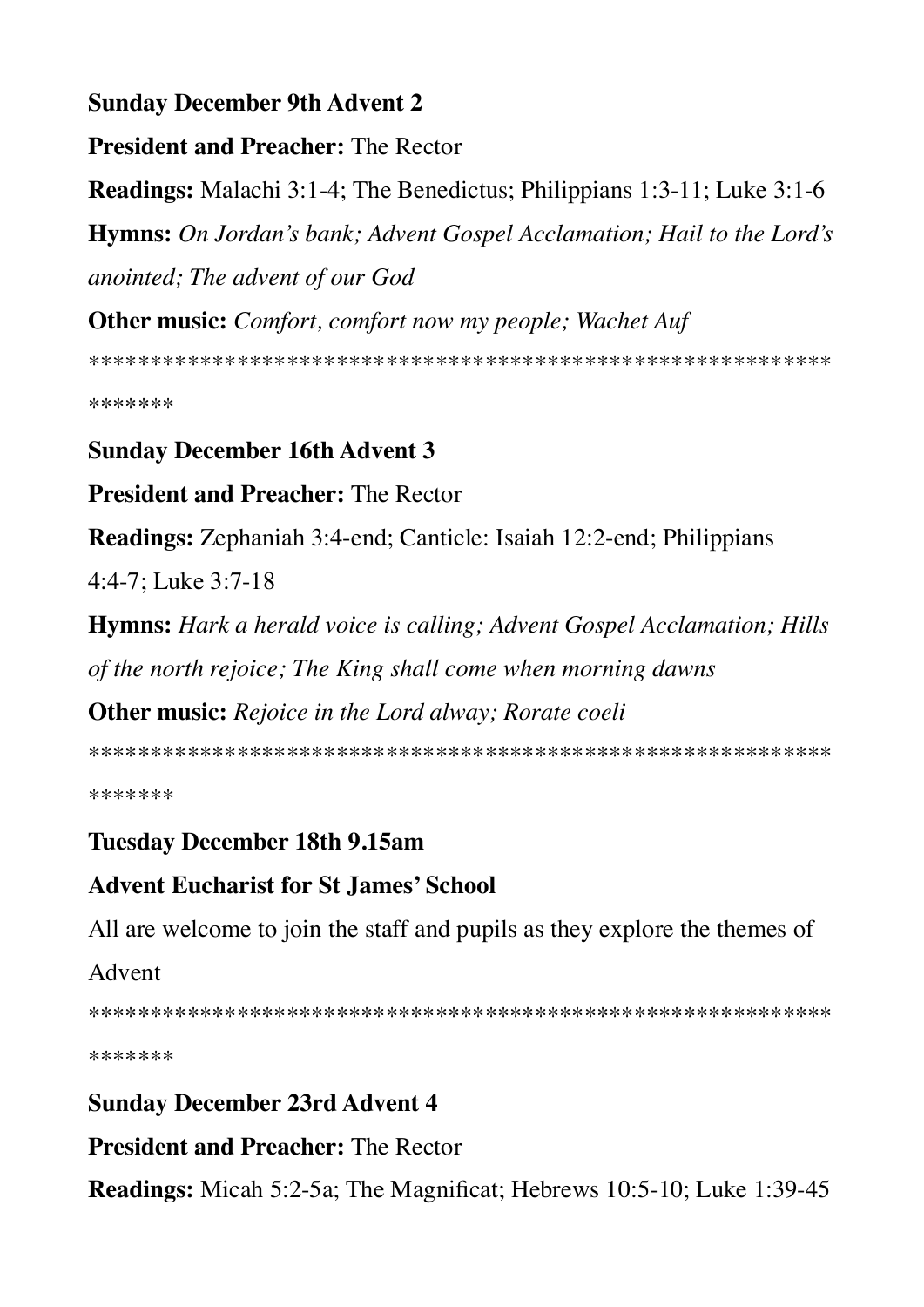**Sunday December 9th Advent 2**

**President and Preacher:** The Rector

**Readings:** Malachi 3:1-4; The Benedictus; Philippians 1:3-11; Luke 3:1-6

**Hymns:** *On Jordan's bank; Advent Gospel Acclamation; Hail to the Lord's anointed; The advent of our God*

**Other music:** *Comfort, comfort now my people; Wachet Auf*

*******************************************************************

**Sunday December 16th Advent 3**

**President and Preacher:** The Rector

**Readings:** Zephaniah 3:4-end; Canticle: Isaiah 12:2-end; Philippians 4:4-7; Luke 3:7-18

**Hymns:** *Hark a herald voice is calling; Advent Gospel Acclamation; Hills of the north rejoice; The King shall come when morning dawns*

**Other music:** *Rejoice in the Lord alway; Rorate coeli*

*******************************************************************

**Tuesday December 18th 9.15am**

**Advent Eucharist for St James' School**

All are welcome to join the staff and pupils as they explore the themes of Advent

*******************************************************************

**Sunday December 23rd Advent 4**

**President and Preacher:** The Rector

**Readings:** Micah 5:2-5a; The Magnificat; Hebrews 10:5-10; Luke 1:39-45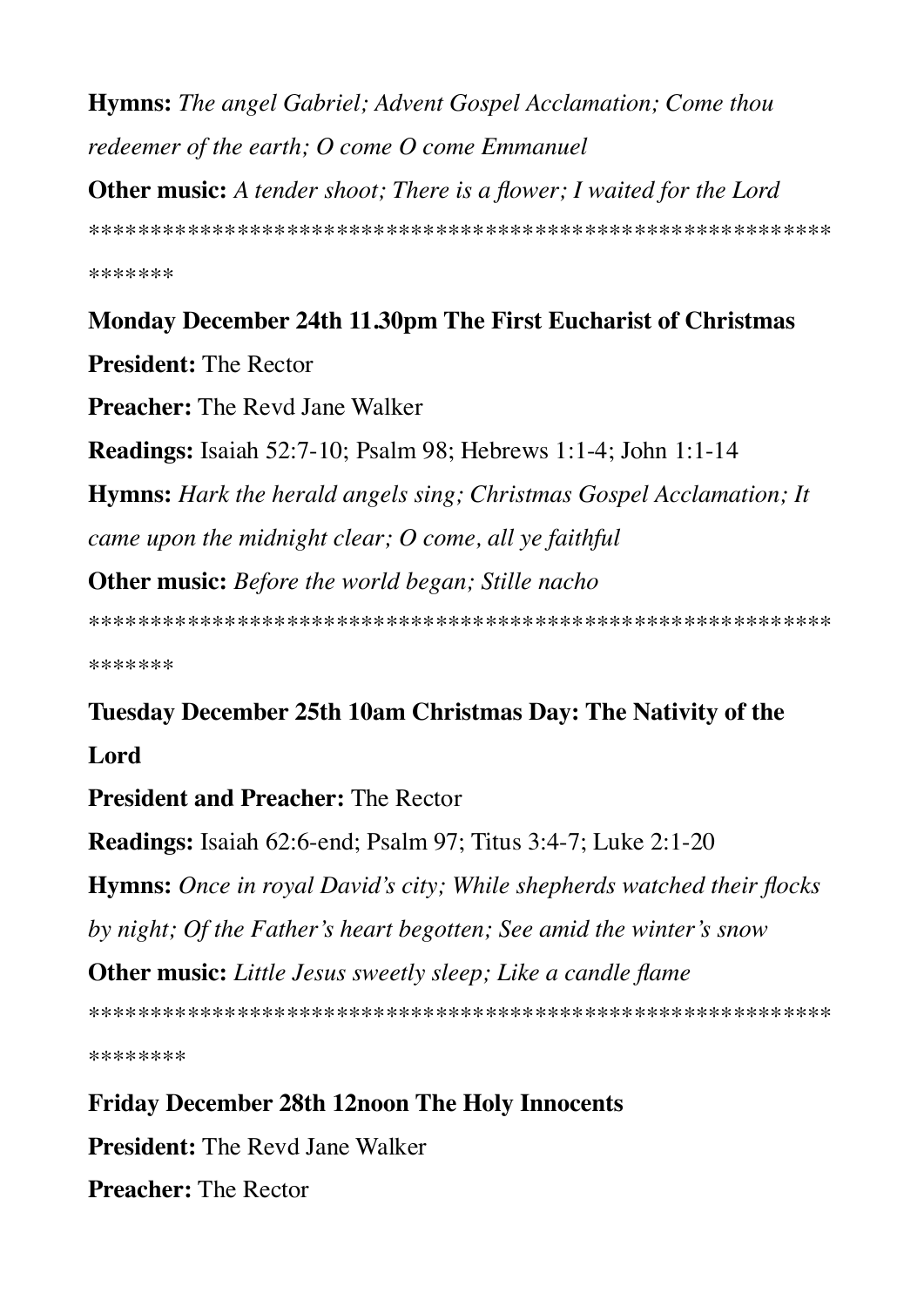**Hymns:** *The angel Gabriel; Advent Gospel Acclamation; Come thou redeemer of the earth; O come O come Emmanuel*

**Other music:** *A tender shoot; There is a flower; I waited for the Lord*

****************************************************************

**Monday December 24th 11.30pm The First Eucharist of Christmas**

**President:** The Rector

**Preacher:** The Revd Jane Walker

**Readings:** Isaiah 52:7-10; Psalm 98; Hebrews 1:1-4; John 1:1-14

**Hymns:** *Hark the herald angels sing; Christmas Gospel Acclamation; It came upon the midnight clear; O come, all ye faithful*

**Other music:** *Before the world began; Stille nacho*

****************************************************************

**Tuesday December 25th 10am Christmas Day: The Nativity of the Lord**

**President and Preacher:** The Rector

**Readings:** Isaiah 62:6-end; Psalm 97; Titus 3:4-7; Luke 2:1-20

**Hymns:** *Once in royal David's city; While shepherds watched their flocks by night; Of the Father's heart begotten; See amid the winter's snow*

**Other music:** *Little Jesus sweetly sleep; Like a candle flame*

*****************************************************************

**Friday December 28th 12noon The Holy Innocents**

**President:** The Revd Jane Walker

**Preacher:** The Rector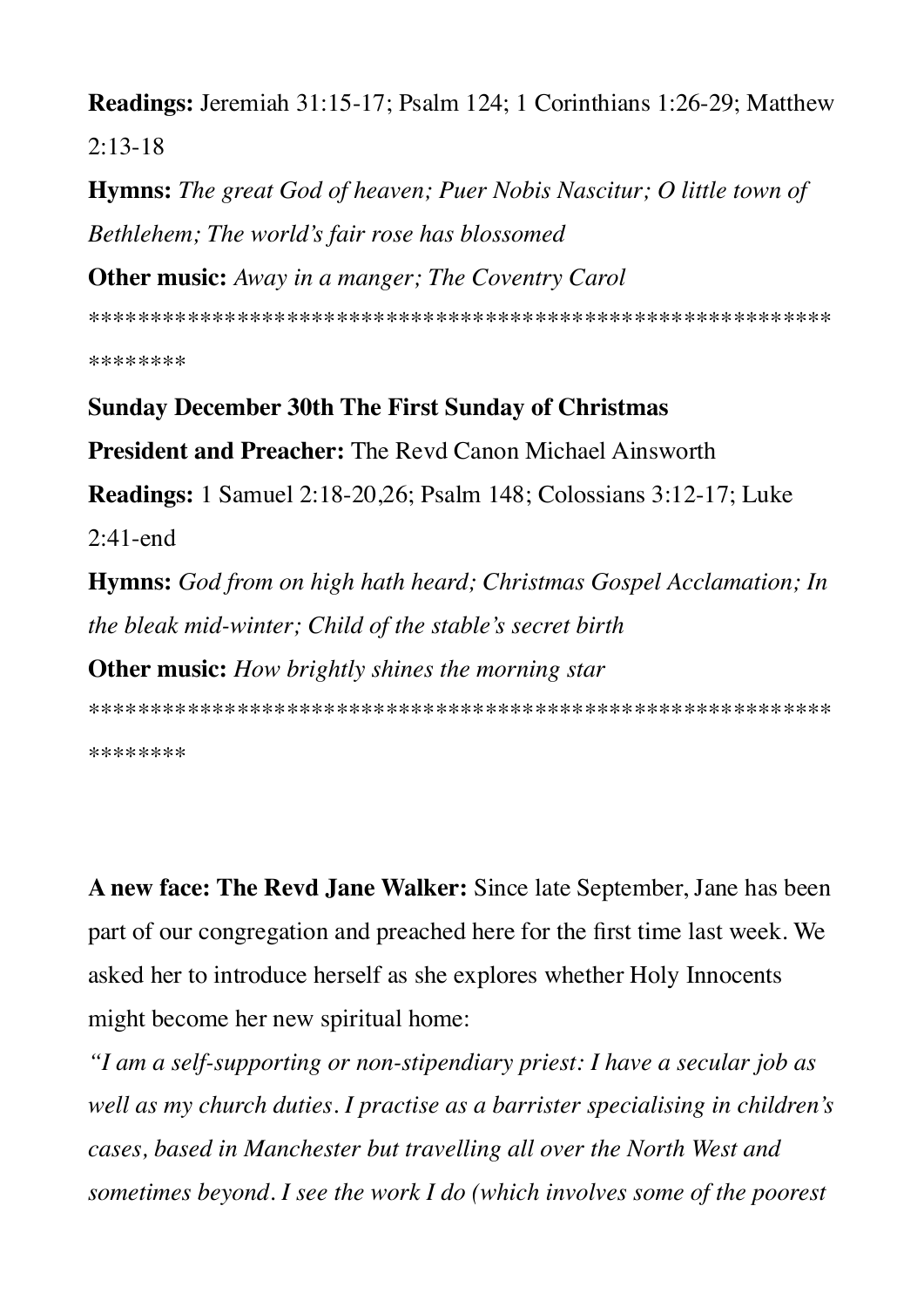**Readings:** Jeremiah 31:15-17; Psalm 124; 1 Corinthians 1:26-29; Matthew 2:13-18

**Hymns:** *The great God of heaven; Puer Nobis Nascitur; O little town of Bethlehem; The world's fair rose has blossomed*

**Other music:** *Away in a manger; The Coventry Carol*

******************************************************************

**Sunday December 30th The First Sunday of Christmas**

**President and Preacher:** The Revd Canon Michael Ainsworth

**Readings:** 1 Samuel 2:18-20,26; Psalm 148; Colossians 3:12-17; Luke 2:41-end

**Hymns:** *God from on high hath heard; Christmas Gospel Acclamation; In the bleak mid-winter; Child of the stable's secret birth*

**Other music:** *How brightly shines the morning star*

******************************************************************

**A new face: The Revd Jane Walker:** Since late September, Jane has been part of our congregation and preached here for the first time last week. We asked her to introduce herself as she explores whether Holy Innocents might become her new spiritual home:

*"I am a self-supporting or non-stipendiary priest: I have a secular job as well as my church duties. I practise as a barrister specialising in children's cases, based in Manchester but travelling all over the North West and sometimes beyond. I see the work I do (which involves some of the poorest*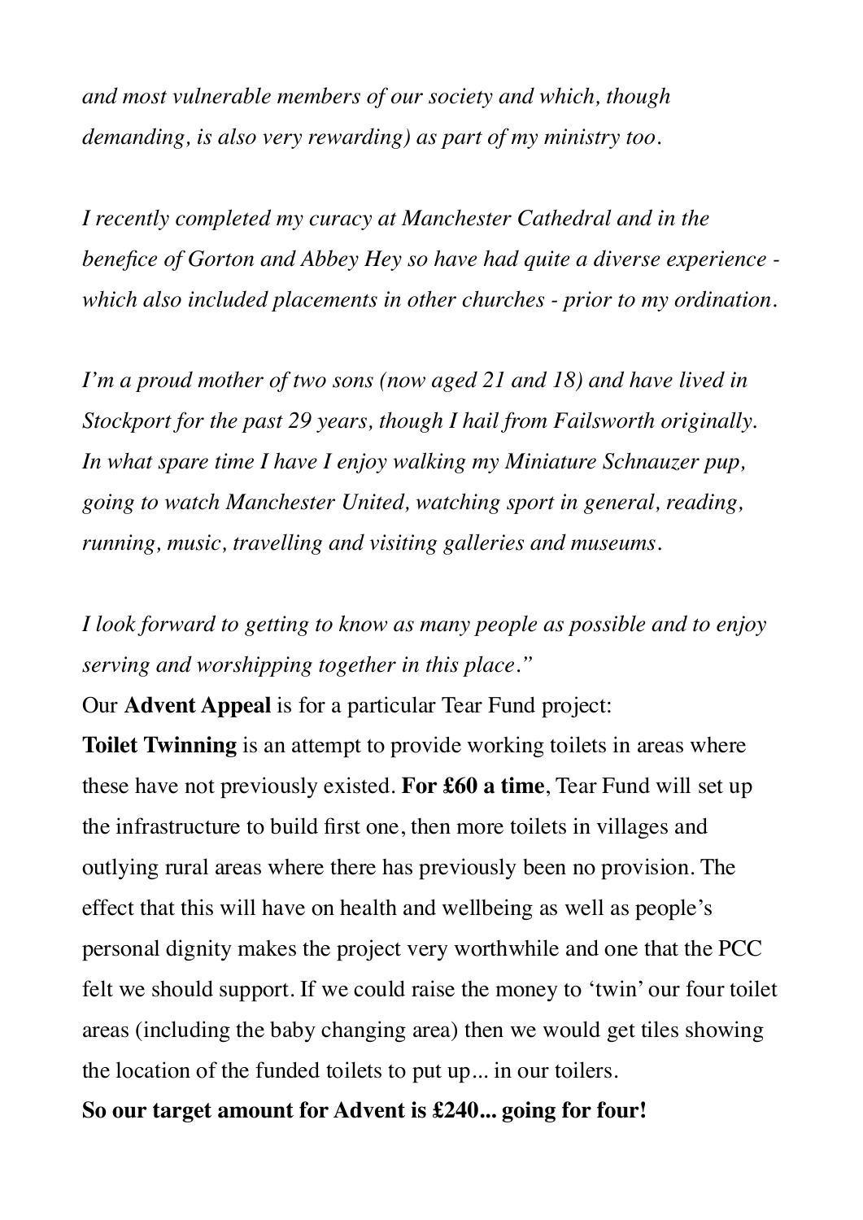*and most vulnerable members of our society and which, though demanding, is also very rewarding) as part of my ministry too.*

*I recently completed my curacy at Manchester Cathedral and in the benefice of Gorton and Abbey Hey so have had quite a diverse experience - which also included placements in other churches - prior to my ordination.*

*I'm a proud mother of two sons (now aged 21 and 18) and have lived in Stockport for the past 29 years, though I hail from Failsworth originally. In what spare time I have I enjoy walking my Miniature Schnauzer pup, going to watch Manchester United, watching sport in general, reading, running, music, travelling and visiting galleries and museums.*

*I look forward to getting to know as many people as possible and to enjoy serving and worshipping together in this place."*

Our **Advent Appeal** is for a particular Tear Fund project:

**Toilet Twinning** is an attempt to provide working toilets in areas where these have not previously existed. **For £60 a time**, Tear Fund will set up the infrastructure to build first one, then more toilets in villages and outlying rural areas where there has previously been no provision. The effect that this will have on health and wellbeing as well as people's personal dignity makes the project very worthwhile and one that the PCC felt we should support. If we could raise the money to 'twin' our four toilet areas (including the baby changing area) then we would get tiles showing the location of the funded toilets to put up... in our toilers.

**So our target amount for Advent is £240... going for four!**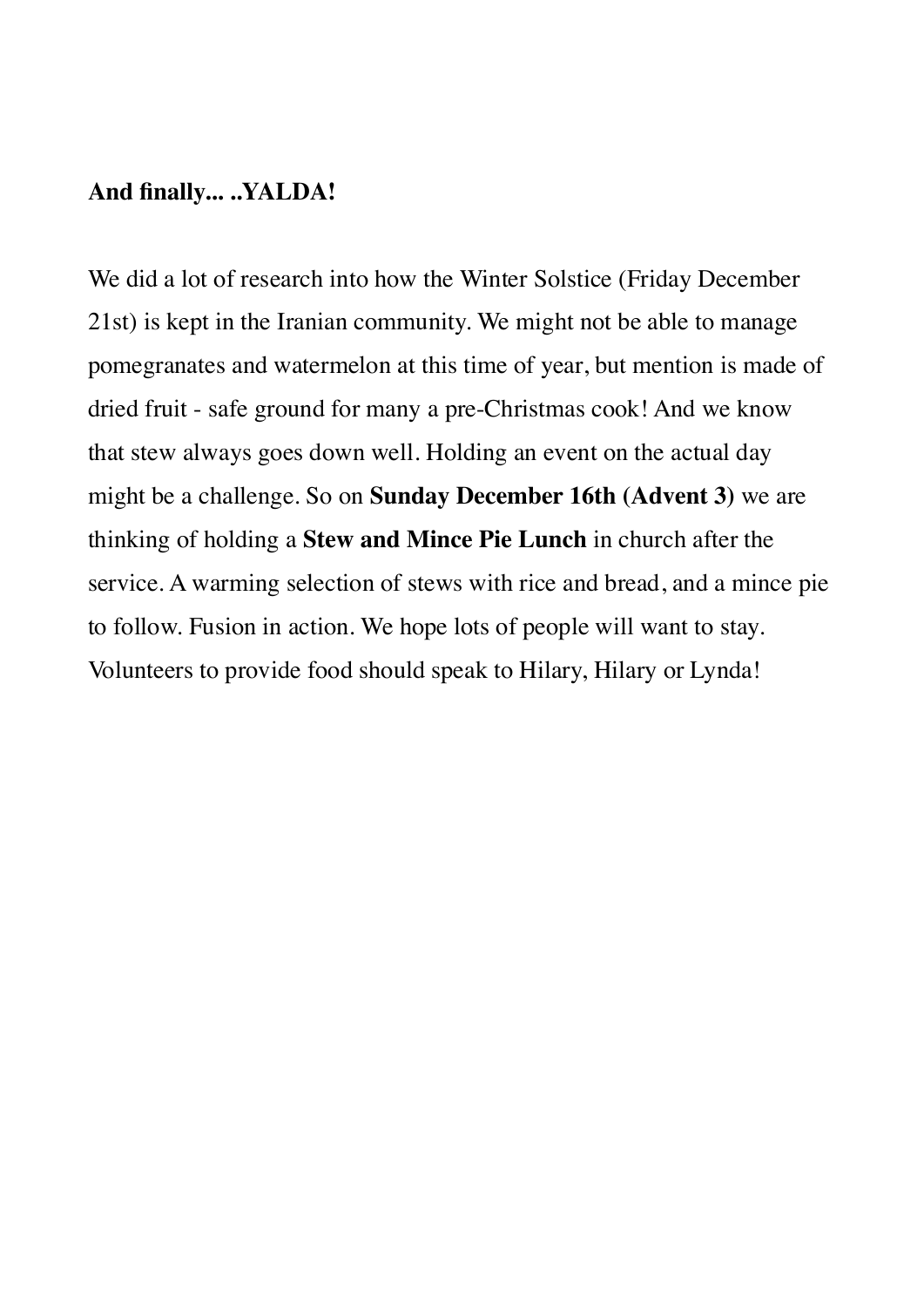**And finally... ..YALDA!**

We did a lot of research into how the Winter Solstice (Friday December 21st) is kept in the Iranian community. We might not be able to manage pomegranates and watermelon at this time of year, but mention is made of dried fruit - safe ground for many a pre-Christmas cook! And we know that stew always goes down well. Holding an event on the actual day might be a challenge. So on **Sunday December 16th (Advent 3)** we are thinking of holding a **Stew and Mince Pie Lunch** in church after the service. A warming selection of stews with rice and bread, and a mince pie to follow. Fusion in action. We hope lots of people will want to stay. Volunteers to provide food should speak to Hilary, Hilary or Lynda!